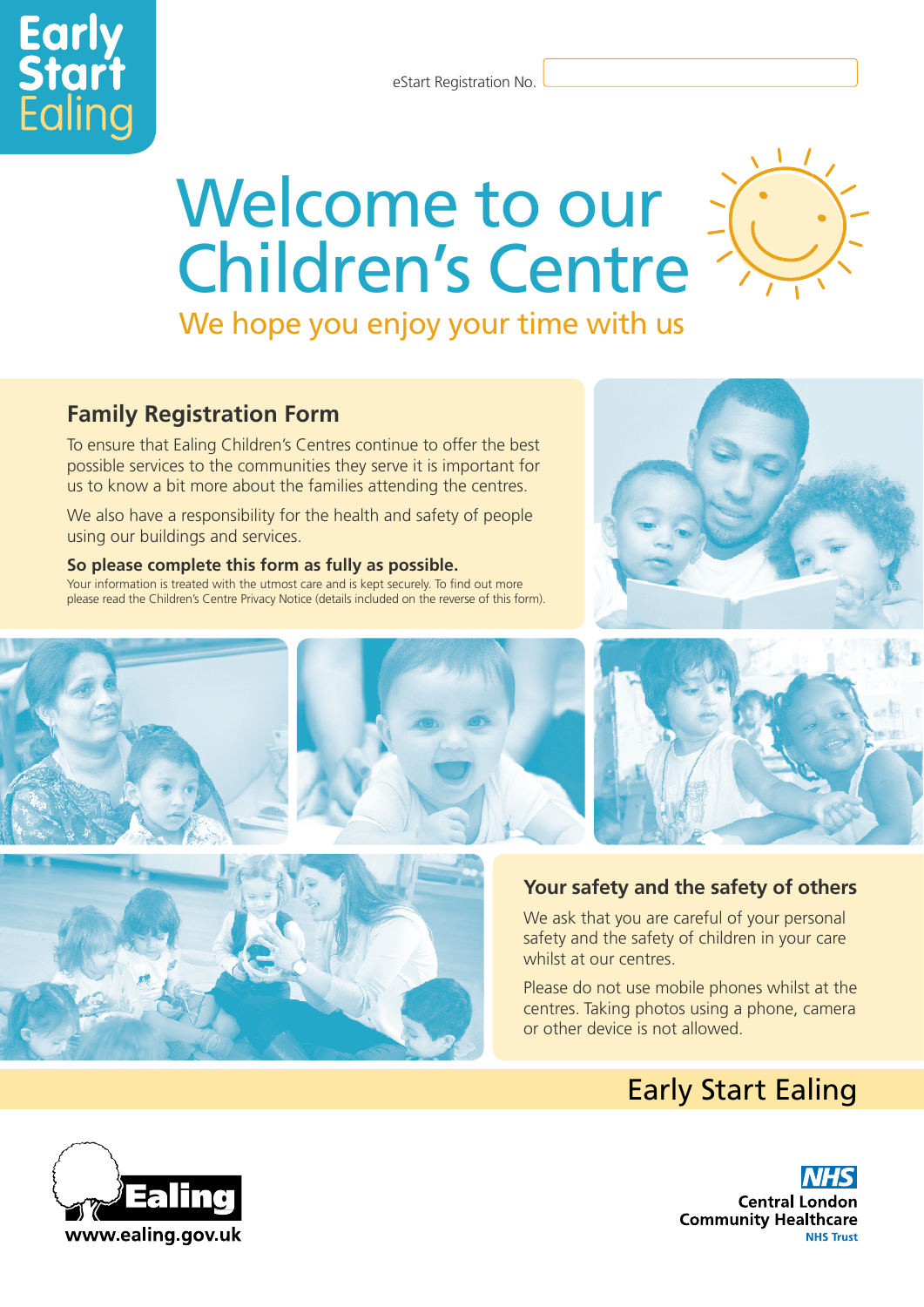Early Start Ealing

eStart Registration No.

# Welcome to our Children's Centre

We hope you enjoy your time with us

## Family Registration Form

To ensure that Ealing Children's Centres continue to offer the best possible services to the communities they serve it is important for us to know a bit more about the families attending the centres.

We also have a responsibility for the health and safety of people using our buildings and services.

**So please complete this form as fully as possible.**

Your information is treated with the utmost care and is kept securely. To find out more please read the Children's Centre Privacy Notice (details included on the reverse of this form).

## Your safety and the safety of others

We ask that you are careful of your personal safety and the safety of children in your care whilst at our centres.

Please do not use mobile phones whilst at the centres. Taking photos using a phone, camera or other device is not allowed.

Early Start Ealing

Ealing
www.ealing.gov.uk

NHS
Central London Community Healthcare
NHS Trust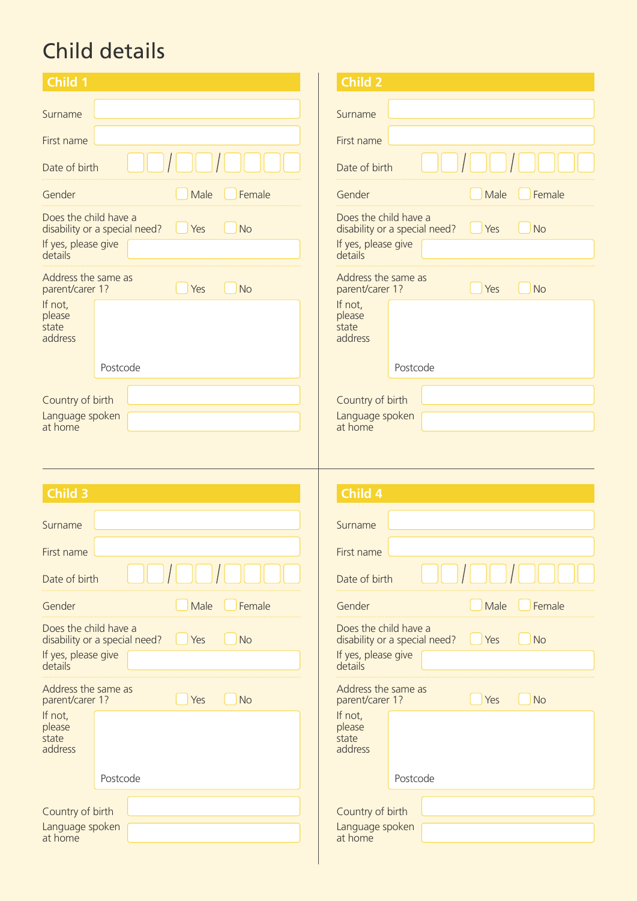# Child details

## Child 1

Surname

First name

Date of birth __ __ / __ __ / __ __ __ __

Gender ☐ Male ☐ Female

Does the child have a disability or a special need? ☐ Yes ☐ No

If yes, please give details

Address the same as parent/carer 1? ☐ Yes ☐ No

If not, please state address

Postcode

Country of birth

Language spoken at home

## Child 2

Surname

First name

Date of birth __ __ / __ __ / __ __ __ __

Gender ☐ Male ☐ Female

Does the child have a disability or a special need? ☐ Yes ☐ No

If yes, please give details

Address the same as parent/carer 1? ☐ Yes ☐ No

If not, please state address

Postcode

Country of birth

Language spoken at home

## Child 3

Surname

First name

Date of birth __ __ / __ __ / __ __ __ __

Gender ☐ Male ☐ Female

Does the child have a disability or a special need? ☐ Yes ☐ No

If yes, please give details

Address the same as parent/carer 1? ☐ Yes ☐ No

If not, please state address

Postcode

Country of birth

Language spoken at home

## Child 4

Surname

First name

Date of birth __ __ / __ __ / __ __ __ __

Gender ☐ Male ☐ Female

Does the child have a disability or a special need? ☐ Yes ☐ No

If yes, please give details

Address the same as parent/carer 1? ☐ Yes ☐ No

If not, please state address

Postcode

Country of birth

Language spoken at home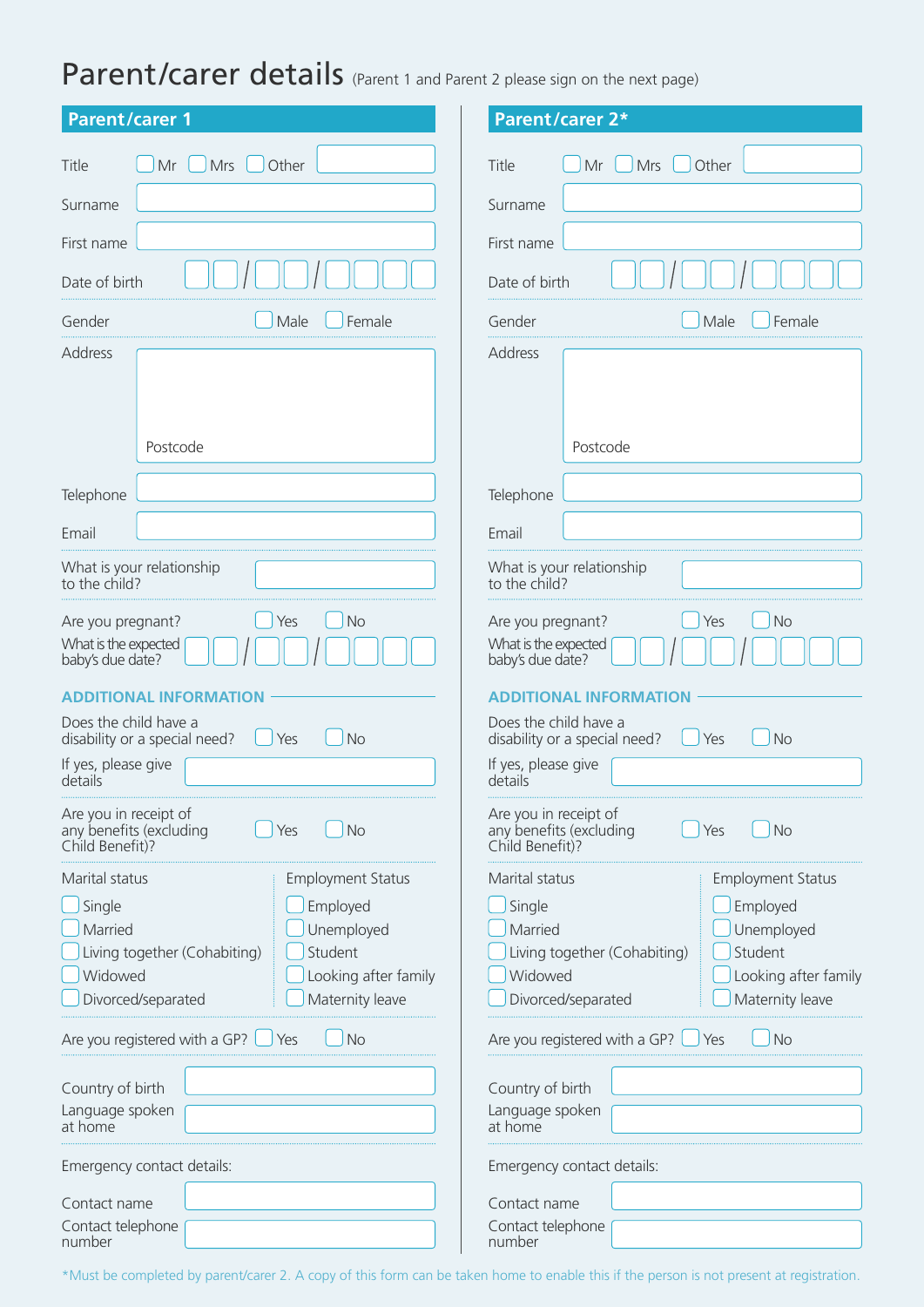# Parent/carer details (Parent 1 and Parent 2 please sign on the next page)

## Parent/carer 1

Title ☐ Mr ☐ Mrs ☐ Other

Surname

First name

Date of birth __ __ / __ __ / __ __ __ __

Gender ☐ Male ☐ Female

Address

Postcode

Telephone

Email

What is your relationship to the child?

Are you pregnant? ☐ Yes ☐ No

What is the expected baby's due date? __ __ / __ __ / __ __ __ __

### ADDITIONAL INFORMATION

Does the child have a disability or a special need? ☐ Yes ☐ No

If yes, please give details

Are you in receipt of any benefits (excluding Child Benefit)? ☐ Yes ☐ No

Marital status

- ☐ Single
- ☐ Married
- ☐ Living together (Cohabiting)
- ☐ Widowed
- ☐ Divorced/separated

Employment Status

- ☐ Employed
- ☐ Unemployed
- ☐ Student
- ☐ Looking after family
- ☐ Maternity leave

Are you registered with a GP? ☐ Yes ☐ No

Country of birth

Language spoken at home

Emergency contact details:

Contact name

Contact telephone number

## Parent/carer 2*

Title ☐ Mr ☐ Mrs ☐ Other

Surname

First name

Date of birth __ __ / __ __ / __ __ __ __

Gender ☐ Male ☐ Female

Address

Postcode

Telephone

Email

What is your relationship to the child?

Are you pregnant? ☐ Yes ☐ No

What is the expected baby's due date? __ __ / __ __ / __ __ __ __

### ADDITIONAL INFORMATION

Does the child have a disability or a special need? ☐ Yes ☐ No

If yes, please give details

Are you in receipt of any benefits (excluding Child Benefit)? ☐ Yes ☐ No

Marital status

- ☐ Single
- ☐ Married
- ☐ Living together (Cohabiting)
- ☐ Widowed
- ☐ Divorced/separated

Employment Status

- ☐ Employed
- ☐ Unemployed
- ☐ Student
- ☐ Looking after family
- ☐ Maternity leave

Are you registered with a GP? ☐ Yes ☐ No

Country of birth

Language spoken at home

Emergency contact details:

Contact name

Contact telephone number

*Must be completed by parent/carer 2. A copy of this form can be taken home to enable this if the person is not present at registration.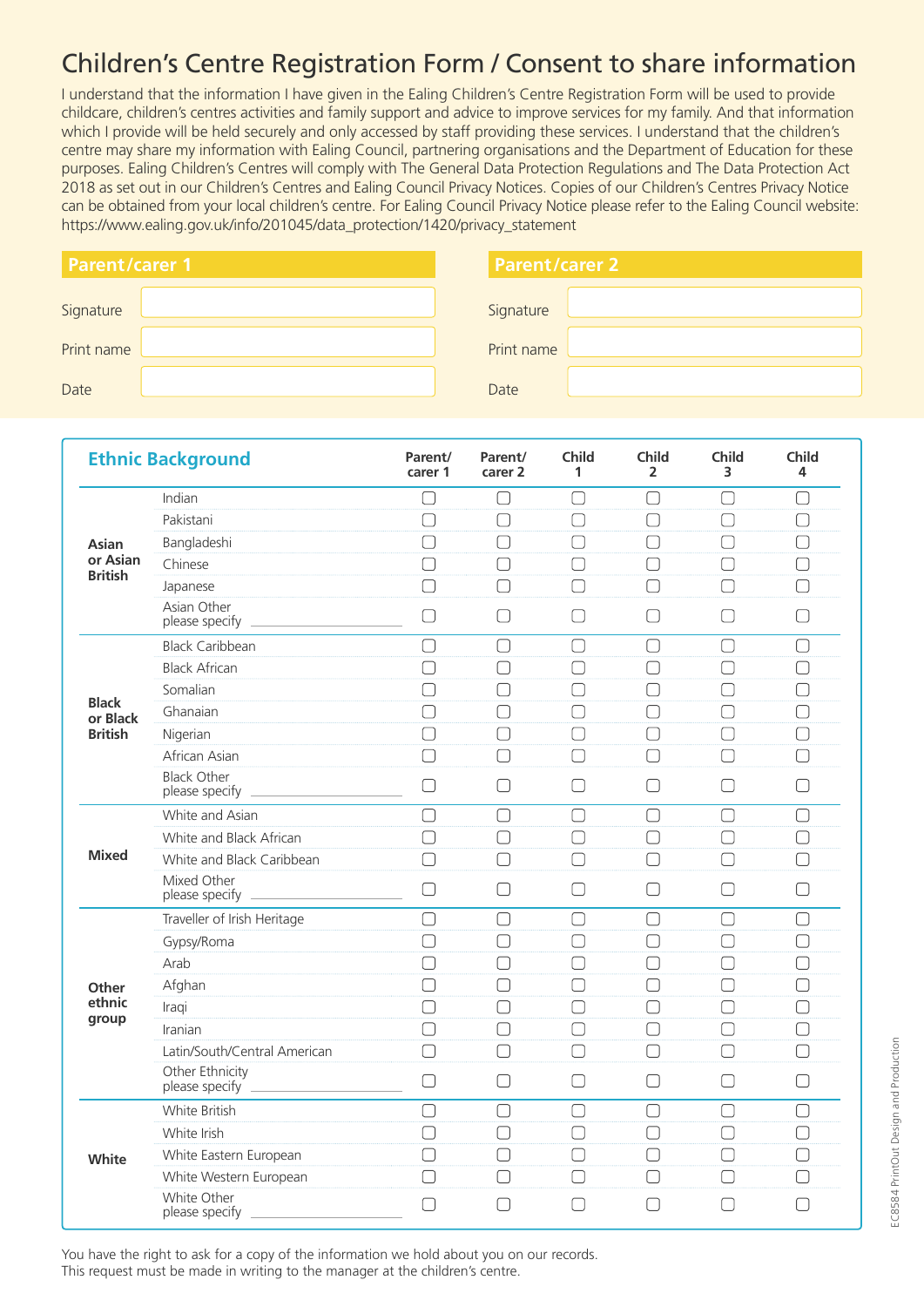# Children's Centre Registration Form / Consent to share information

I understand that the information I have given in the Ealing Children's Centre Registration Form will be used to provide childcare, children's centres activities and family support and advice to improve services for my family. And that information which I provide will be held securely and only accessed by staff providing these services. I understand that the children's centre may share my information with Ealing Council, partnering organisations and the Department of Education for these purposes. Ealing Children's Centres will comply with The General Data Protection Regulations and The Data Protection Act 2018 as set out in our Children's Centres and Ealing Council Privacy Notices. Copies of our Children's Centres Privacy Notice can be obtained from your local children's centre. For Ealing Council Privacy Notice please refer to the Ealing Council website: https://www.ealing.gov.uk/info/201045/data_protection/1420/privacy_statement

| Parent/carer 1 | | Parent/carer 2 | |
|---|---|---|---|
| Signature | | Signature | |
| Print name | | Print name | |
| Date | | Date | |

| Ethnic Background | | Parent/ carer 1 | Parent/ carer 2 | Child 1 | Child 2 | Child 3 | Child 4 |
|---|---|---|---|---|---|---|---|
| **Asian or Asian British** | Indian | ☐ | ☐ | ☐ | ☐ | ☐ | ☐ |
| | Pakistani | ☐ | ☐ | ☐ | ☐ | ☐ | ☐ |
| | Bangladeshi | ☐ | ☐ | ☐ | ☐ | ☐ | ☐ |
| | Chinese | ☐ | ☐ | ☐ | ☐ | ☐ | ☐ |
| | Japanese | ☐ | ☐ | ☐ | ☐ | ☐ | ☐ |
| | Asian Other please specify ______ | ☐ | ☐ | ☐ | ☐ | ☐ | ☐ |
| **Black or Black British** | Black Caribbean | ☐ | ☐ | ☐ | ☐ | ☐ | ☐ |
| | Black African | ☐ | ☐ | ☐ | ☐ | ☐ | ☐ |
| | Somalian | ☐ | ☐ | ☐ | ☐ | ☐ | ☐ |
| | Ghanaian | ☐ | ☐ | ☐ | ☐ | ☐ | ☐ |
| | Nigerian | ☐ | ☐ | ☐ | ☐ | ☐ | ☐ |
| | African Asian | ☐ | ☐ | ☐ | ☐ | ☐ | ☐ |
| | Black Other please specify ______ | ☐ | ☐ | ☐ | ☐ | ☐ | ☐ |
| **Mixed** | White and Asian | ☐ | ☐ | ☐ | ☐ | ☐ | ☐ |
| | White and Black African | ☐ | ☐ | ☐ | ☐ | ☐ | ☐ |
| | White and Black Caribbean | ☐ | ☐ | ☐ | ☐ | ☐ | ☐ |
| | Mixed Other please specify ______ | ☐ | ☐ | ☐ | ☐ | ☐ | ☐ |
| **Other ethnic group** | Traveller of Irish Heritage | ☐ | ☐ | ☐ | ☐ | ☐ | ☐ |
| | Gypsy/Roma | ☐ | ☐ | ☐ | ☐ | ☐ | ☐ |
| | Arab | ☐ | ☐ | ☐ | ☐ | ☐ | ☐ |
| | Afghan | ☐ | ☐ | ☐ | ☐ | ☐ | ☐ |
| | Iraqi | ☐ | ☐ | ☐ | ☐ | ☐ | ☐ |
| | Iranian | ☐ | ☐ | ☐ | ☐ | ☐ | ☐ |
| | Latin/South/Central American | ☐ | ☐ | ☐ | ☐ | ☐ | ☐ |
| | Other Ethnicity please specify ______ | ☐ | ☐ | ☐ | ☐ | ☐ | ☐ |
| **White** | White British | ☐ | ☐ | ☐ | ☐ | ☐ | ☐ |
| | White Irish | ☐ | ☐ | ☐ | ☐ | ☐ | ☐ |
| | White Eastern European | ☐ | ☐ | ☐ | ☐ | ☐ | ☐ |
| | White Western European | ☐ | ☐ | ☐ | ☐ | ☐ | ☐ |
| | White Other please specify ______ | ☐ | ☐ | ☐ | ☐ | ☐ | ☐ |

You have the right to ask for a copy of the information we hold about you on our records.
This request must be made in writing to the manager at the children's centre.

EC8584 PrintOut Design and Production